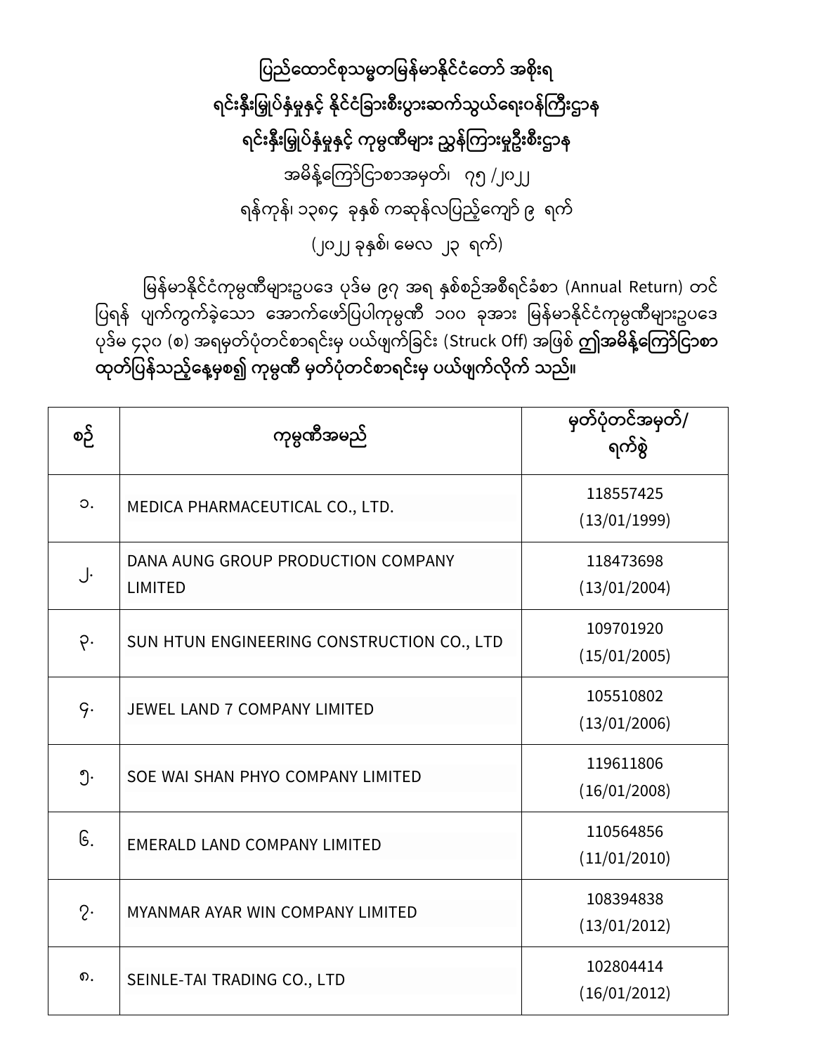**ပြည်ထောင်စုသမ္မတမြန်မာနိုင်ငံတော် အစိုးရ**

**ရင်းနှီးမြှုပ်နှံမှုနှင့် နိုင်ငံခြားစီးပွားဆက်သွယ်ရေးဝန်ကြီးဌာန**

**ရင်းနှီးမြှုပ်နှံမှုနှင့် ကုမ္ပဏီများ ညွှန်ကြားမှုဦးစီးဌာန**

အမိန့်ကြော်ငြာစာအမှတ်၊ ၇၅ /၂၀၂၂

ရန်ကုန်၊ ၁၃၈၄ ခုနှစ် ကဆုန်လပြည့်ကျော် ၉ ရက်

(၂၀၂၂ ခုနှစ်၊ မေလ ၂၃ ရက်)

မြန်မာနိုင်ငံကုမ္ပဏီများဥပဒေ ပုဒ်မ ၉၇ အရ နှစ်စဉ်အစီရင်ခံစာ (Annual Return) တင်ပြရန် ပျက်ကွက်ခဲ့သော အောက်ဖော်ပြပါကုမ္ပဏီ ၁၀၀ ခုအား မြန်မာနိုင်ငံကုမ္ပဏီများဥပဒေ ပုဒ်မ ၄၃၀ (စ) အရမှတ်ပုံတင်စာရင်းမှ ပယ်ဖျက်ခြင်း (Struck Off) အဖြစ် **ဤအမိန့်ကြော်ငြာစာ ထုတ်ပြန်သည့်နေ့မှစ၍ ကုမ္ပဏီ မှတ်ပုံတင်စာရင်းမှ ပယ်ဖျက်လိုက် သည်။**

| စဉ် | ကုမ္ပဏီအမည် | မှတ်ပုံတင်အမှတ်/ ရက်စွဲ |
|---|---|---|
| ၁. | MEDICA PHARMACEUTICAL CO., LTD. | 118557425 (13/01/1999) |
| ၂. | DANA AUNG GROUP PRODUCTION COMPANY LIMITED | 118473698 (13/01/2004) |
| ၃. | SUN HTUN ENGINEERING CONSTRUCTION CO., LTD | 109701920 (15/01/2005) |
| ၄. | JEWEL LAND 7 COMPANY LIMITED | 105510802 (13/01/2006) |
| ၅. | SOE WAI SHAN PHYO COMPANY LIMITED | 119611806 (16/01/2008) |
| ၆. | EMERALD LAND COMPANY LIMITED | 110564856 (11/01/2010) |
| ၇. | MYANMAR AYAR WIN COMPANY LIMITED | 108394838 (13/01/2012) |
| ၈. | SEINLE-TAI TRADING CO., LTD | 102804414 (16/01/2012) |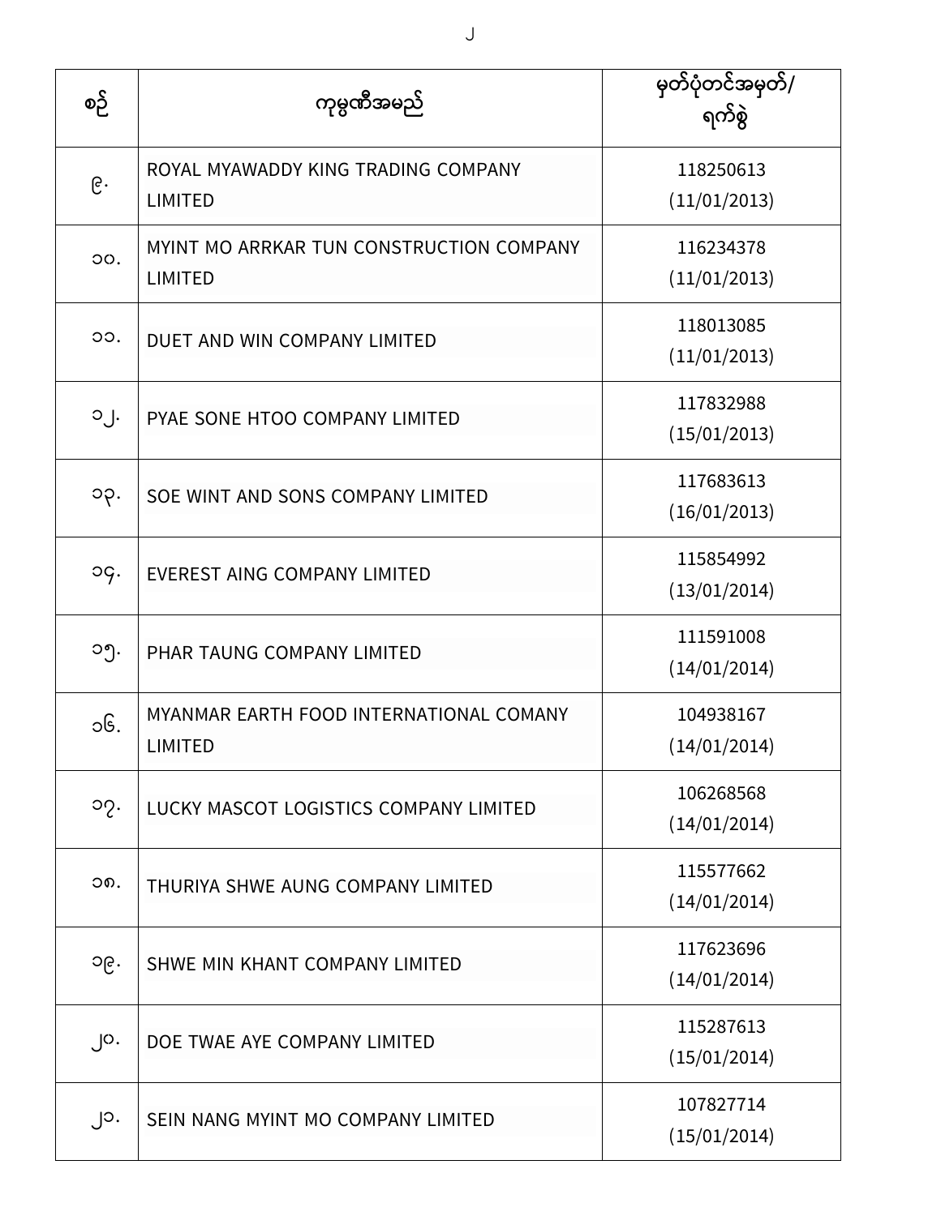| စဉ် | ကုမ္ပဏီအမည် | မှတ်ပုံတင်အမှတ်/ ရက်စွဲ |
|---|---|---|
| ၉. | ROYAL MYAWADDY KING TRADING COMPANY LIMITED | 118250613 (11/01/2013) |
| ၁၀. | MYINT MO ARRKAR TUN CONSTRUCTION COMPANY LIMITED | 116234378 (11/01/2013) |
| ၁၁. | DUET AND WIN COMPANY LIMITED | 118013085 (11/01/2013) |
| ၁၂. | PYAE SONE HTOO COMPANY LIMITED | 117832988 (15/01/2013) |
| ၁၃. | SOE WINT AND SONS COMPANY LIMITED | 117683613 (16/01/2013) |
| ၁၄. | EVEREST AING COMPANY LIMITED | 115854992 (13/01/2014) |
| ၁၅. | PHAR TAUNG COMPANY LIMITED | 111591008 (14/01/2014) |
| ၁၆. | MYANMAR EARTH FOOD INTERNATIONAL COMANY LIMITED | 104938167 (14/01/2014) |
| ၁၇. | LUCKY MASCOT LOGISTICS COMPANY LIMITED | 106268568 (14/01/2014) |
| ၁၈. | THURIYA SHWE AUNG COMPANY LIMITED | 115577662 (14/01/2014) |
| ၁၉. | SHWE MIN KHANT COMPANY LIMITED | 117623696 (14/01/2014) |
| ၂၀. | DOE TWAE AYE COMPANY LIMITED | 115287613 (15/01/2014) |
| ၂၁. | SEIN NANG MYINT MO COMPANY LIMITED | 107827714 (15/01/2014) |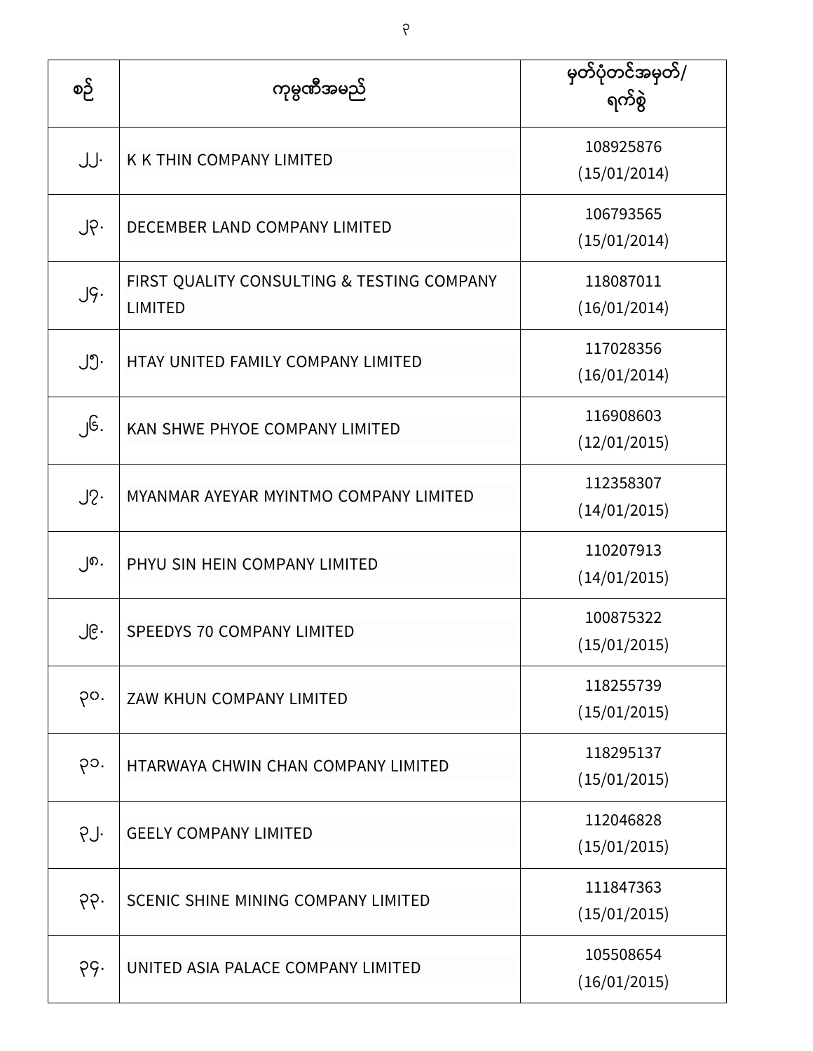| စဉ် | ကုမ္ပဏီအမည် | မှတ်ပုံတင်အမှတ်/ ရက်စွဲ |
|---|---|---|
| ၂၂. | K K THIN COMPANY LIMITED | 108925876 (15/01/2014) |
| ၂၃. | DECEMBER LAND COMPANY LIMITED | 106793565 (15/01/2014) |
| ၂၄. | FIRST QUALITY CONSULTING & TESTING COMPANY LIMITED | 118087011 (16/01/2014) |
| ၂၅. | HTAY UNITED FAMILY COMPANY LIMITED | 117028356 (16/01/2014) |
| ၂၆. | KAN SHWE PHYOE COMPANY LIMITED | 116908603 (12/01/2015) |
| ၂၇. | MYANMAR AYEYAR MYINTMO COMPANY LIMITED | 112358307 (14/01/2015) |
| ၂၈. | PHYU SIN HEIN COMPANY LIMITED | 110207913 (14/01/2015) |
| ၂၉. | SPEEDYS 70 COMPANY LIMITED | 100875322 (15/01/2015) |
| ၃၀. | ZAW KHUN COMPANY LIMITED | 118255739 (15/01/2015) |
| ၃၁. | HTARWAYA CHWIN CHAN COMPANY LIMITED | 118295137 (15/01/2015) |
| ၃၂. | GEELY COMPANY LIMITED | 112046828 (15/01/2015) |
| ၃၃. | SCENIC SHINE MINING COMPANY LIMITED | 111847363 (15/01/2015) |
| ၃၄. | UNITED ASIA PALACE COMPANY LIMITED | 105508654 (16/01/2015) |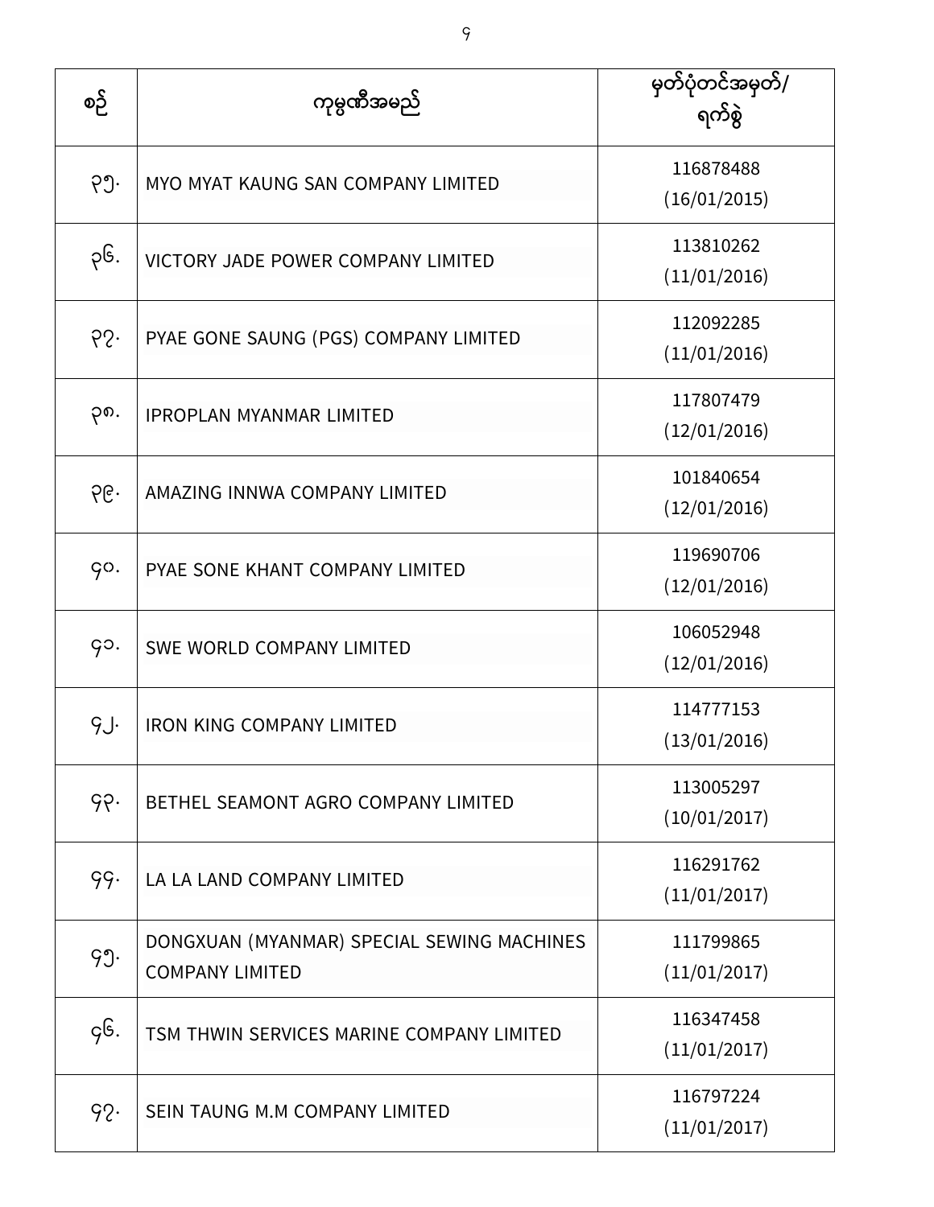| စဉ် | ကုမ္ပဏီအမည် | မှတ်ပုံတင်အမှတ်/ ရက်စွဲ |
|---|---|---|
| ၃၅. | MYO MYAT KAUNG SAN COMPANY LIMITED | 116878488 (16/01/2015) |
| ၃၆. | VICTORY JADE POWER COMPANY LIMITED | 113810262 (11/01/2016) |
| ၃၇. | PYAE GONE SAUNG (PGS) COMPANY LIMITED | 112092285 (11/01/2016) |
| ၃၈. | IPROPLAN MYANMAR LIMITED | 117807479 (12/01/2016) |
| ၃၉. | AMAZING INNWA COMPANY LIMITED | 101840654 (12/01/2016) |
| ၄၀. | PYAE SONE KHANT COMPANY LIMITED | 119690706 (12/01/2016) |
| ၄၁. | SWE WORLD COMPANY LIMITED | 106052948 (12/01/2016) |
| ၄၂. | IRON KING COMPANY LIMITED | 114777153 (13/01/2016) |
| ၄၃. | BETHEL SEAMONT AGRO COMPANY LIMITED | 113005297 (10/01/2017) |
| ၄၄. | LA LA LAND COMPANY LIMITED | 116291762 (11/01/2017) |
| ၄၅. | DONGXUAN (MYANMAR) SPECIAL SEWING MACHINES COMPANY LIMITED | 111799865 (11/01/2017) |
| ၄၆. | TSM THWIN SERVICES MARINE COMPANY LIMITED | 116347458 (11/01/2017) |
| ၄၇. | SEIN TAUNG M.M COMPANY LIMITED | 116797224 (11/01/2017) |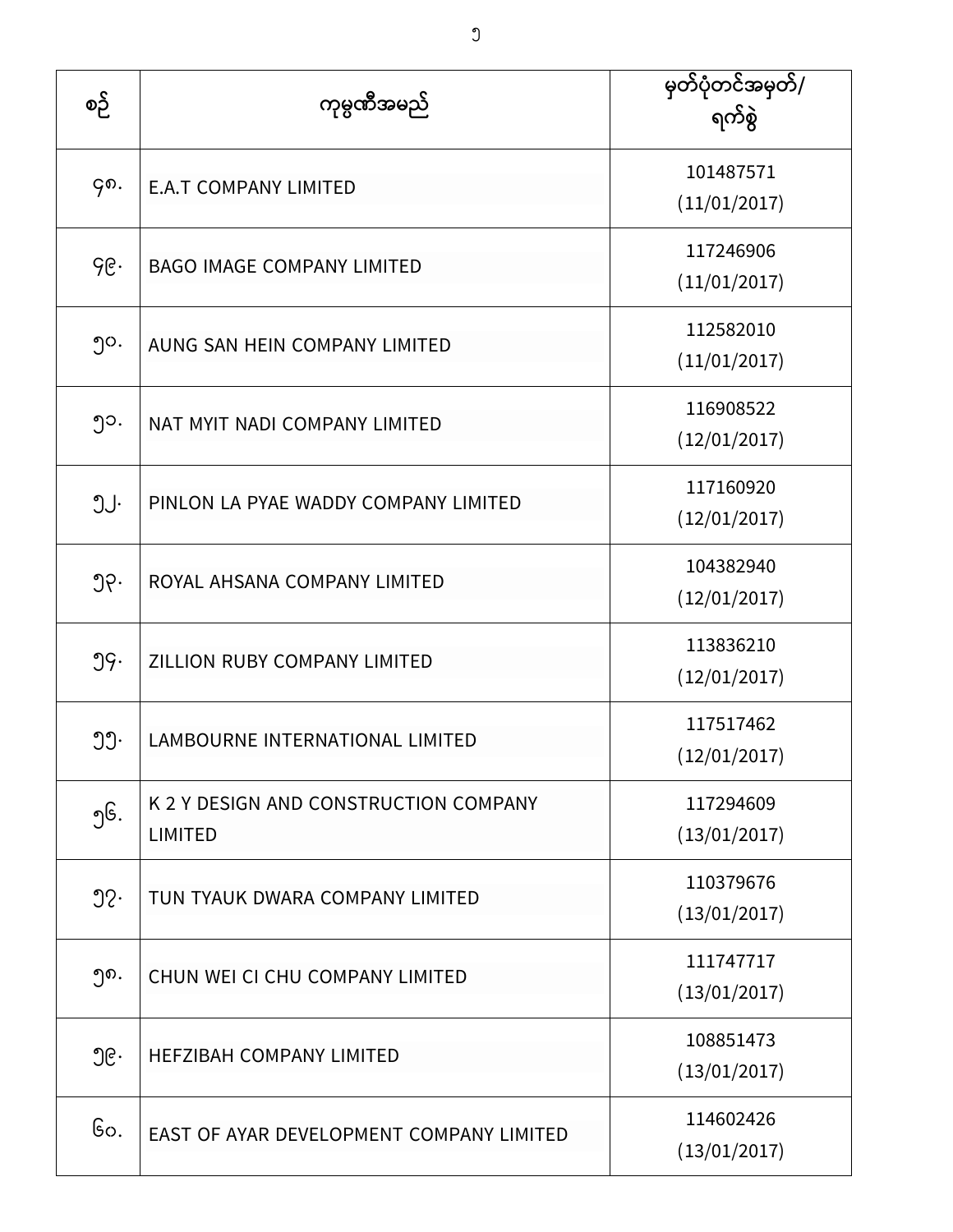| စဉ် | ကုမ္ပဏီအမည် | မှတ်ပုံတင်အမှတ်/ ရက်စွဲ |
| --- | --- | --- |
| ၄၈. | E.A.T COMPANY LIMITED | 101487571 (11/01/2017) |
| ၄၉. | BAGO IMAGE COMPANY LIMITED | 117246906 (11/01/2017) |
| ၅၀. | AUNG SAN HEIN COMPANY LIMITED | 112582010 (11/01/2017) |
| ၅၁. | NAT MYIT NADI COMPANY LIMITED | 116908522 (12/01/2017) |
| ၅၂. | PINLON LA PYAE WADDY COMPANY LIMITED | 117160920 (12/01/2017) |
| ၅၃. | ROYAL AHSANA COMPANY LIMITED | 104382940 (12/01/2017) |
| ၅၄. | ZILLION RUBY COMPANY LIMITED | 113836210 (12/01/2017) |
| ၅၅. | LAMBOURNE INTERNATIONAL LIMITED | 117517462 (12/01/2017) |
| ၅၆. | K 2 Y DESIGN AND CONSTRUCTION COMPANY LIMITED | 117294609 (13/01/2017) |
| ၅၇. | TUN TYAUK DWARA COMPANY LIMITED | 110379676 (13/01/2017) |
| ၅၈. | CHUN WEI CI CHU COMPANY LIMITED | 111747717 (13/01/2017) |
| ၅၉. | HEFZIBAH COMPANY LIMITED | 108851473 (13/01/2017) |
| ၆၀. | EAST OF AYAR DEVELOPMENT COMPANY LIMITED | 114602426 (13/01/2017) |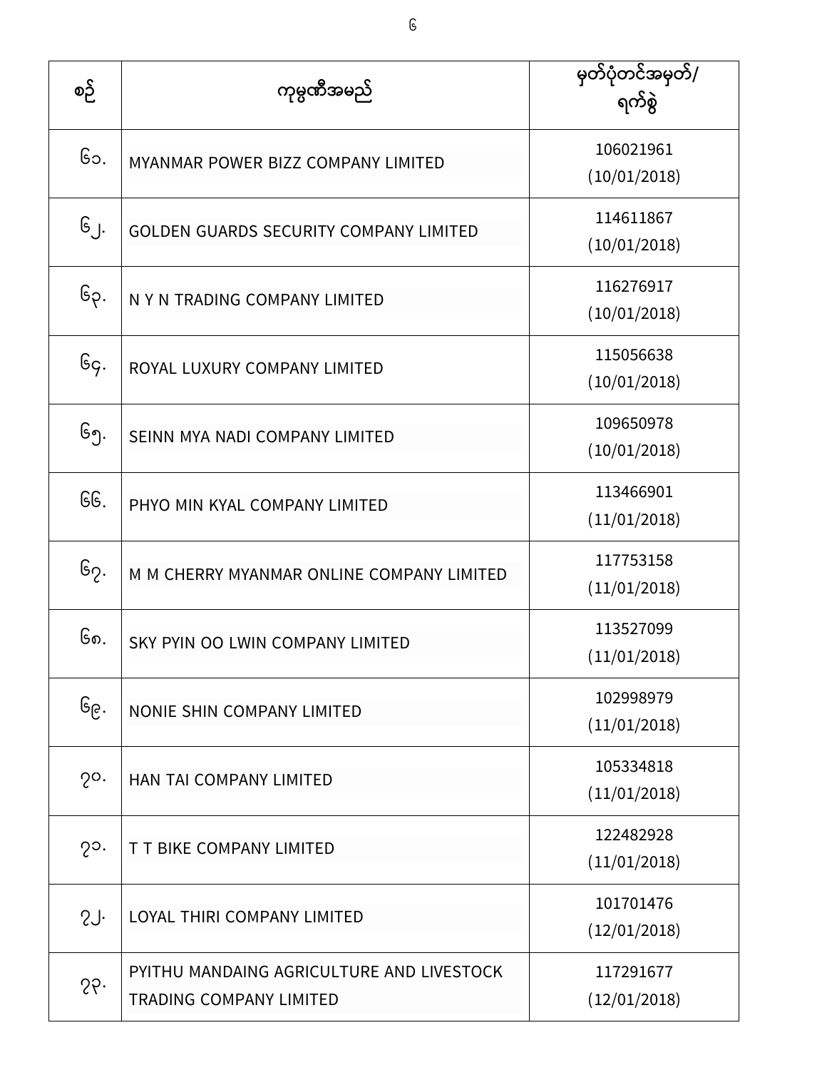| စဉ် | ကုမ္ပဏီအမည် | မှတ်ပုံတင်အမှတ်/ ရက်စွဲ |
| --- | --- | --- |
| ၆၁. | MYANMAR POWER BIZZ COMPANY LIMITED | 106021961 (10/01/2018) |
| ၆၂. | GOLDEN GUARDS SECURITY COMPANY LIMITED | 114611867 (10/01/2018) |
| ၆၃. | N Y N TRADING COMPANY LIMITED | 116276917 (10/01/2018) |
| ၆၄. | ROYAL LUXURY COMPANY LIMITED | 115056638 (10/01/2018) |
| ၆၅. | SEINN MYA NADI COMPANY LIMITED | 109650978 (10/01/2018) |
| ၆၆. | PHYO MIN KYAL COMPANY LIMITED | 113466901 (11/01/2018) |
| ၆၇. | M M CHERRY MYANMAR ONLINE COMPANY LIMITED | 117753158 (11/01/2018) |
| ၆၈. | SKY PYIN OO LWIN COMPANY LIMITED | 113527099 (11/01/2018) |
| ၆၉. | NONIE SHIN COMPANY LIMITED | 102998979 (11/01/2018) |
| ၇၀. | HAN TAI COMPANY LIMITED | 105334818 (11/01/2018) |
| ၇၁. | T T BIKE COMPANY LIMITED | 122482928 (11/01/2018) |
| ၇၂. | LOYAL THIRI COMPANY LIMITED | 101701476 (12/01/2018) |
| ၇၃. | PYITHU MANDAING AGRICULTURE AND LIVESTOCK TRADING COMPANY LIMITED | 117291677 (12/01/2018) |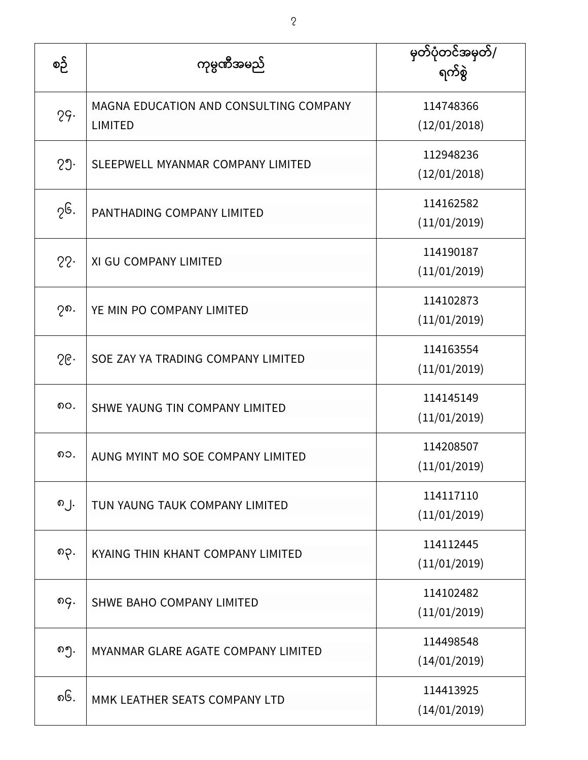| စဉ် | ကုမ္ပဏီအမည် | မှတ်ပုံတင်အမှတ်/ ရက်စွဲ |
|---|---|---|
| ၇၄. | MAGNA EDUCATION AND CONSULTING COMPANY LIMITED | 114748366 (12/01/2018) |
| ၇၅. | SLEEPWELL MYANMAR COMPANY LIMITED | 112948236 (12/01/2018) |
| ၇၆. | PANTHADING COMPANY LIMITED | 114162582 (11/01/2019) |
| ၇၇. | XI GU COMPANY LIMITED | 114190187 (11/01/2019) |
| ၇၈. | YE MIN PO COMPANY LIMITED | 114102873 (11/01/2019) |
| ၇၉. | SOE ZAY YA TRADING COMPANY LIMITED | 114163554 (11/01/2019) |
| ၈၀. | SHWE YAUNG TIN COMPANY LIMITED | 114145149 (11/01/2019) |
| ၈၁. | AUNG MYINT MO SOE COMPANY LIMITED | 114208507 (11/01/2019) |
| ၈၂. | TUN YAUNG TAUK COMPANY LIMITED | 114117110 (11/01/2019) |
| ၈၃. | KYAING THIN KHANT COMPANY LIMITED | 114112445 (11/01/2019) |
| ၈၄. | SHWE BAHO COMPANY LIMITED | 114102482 (11/01/2019) |
| ၈၅. | MYANMAR GLARE AGATE COMPANY LIMITED | 114498548 (14/01/2019) |
| ၈၆. | MMK LEATHER SEATS COMPANY LTD | 114413925 (14/01/2019) |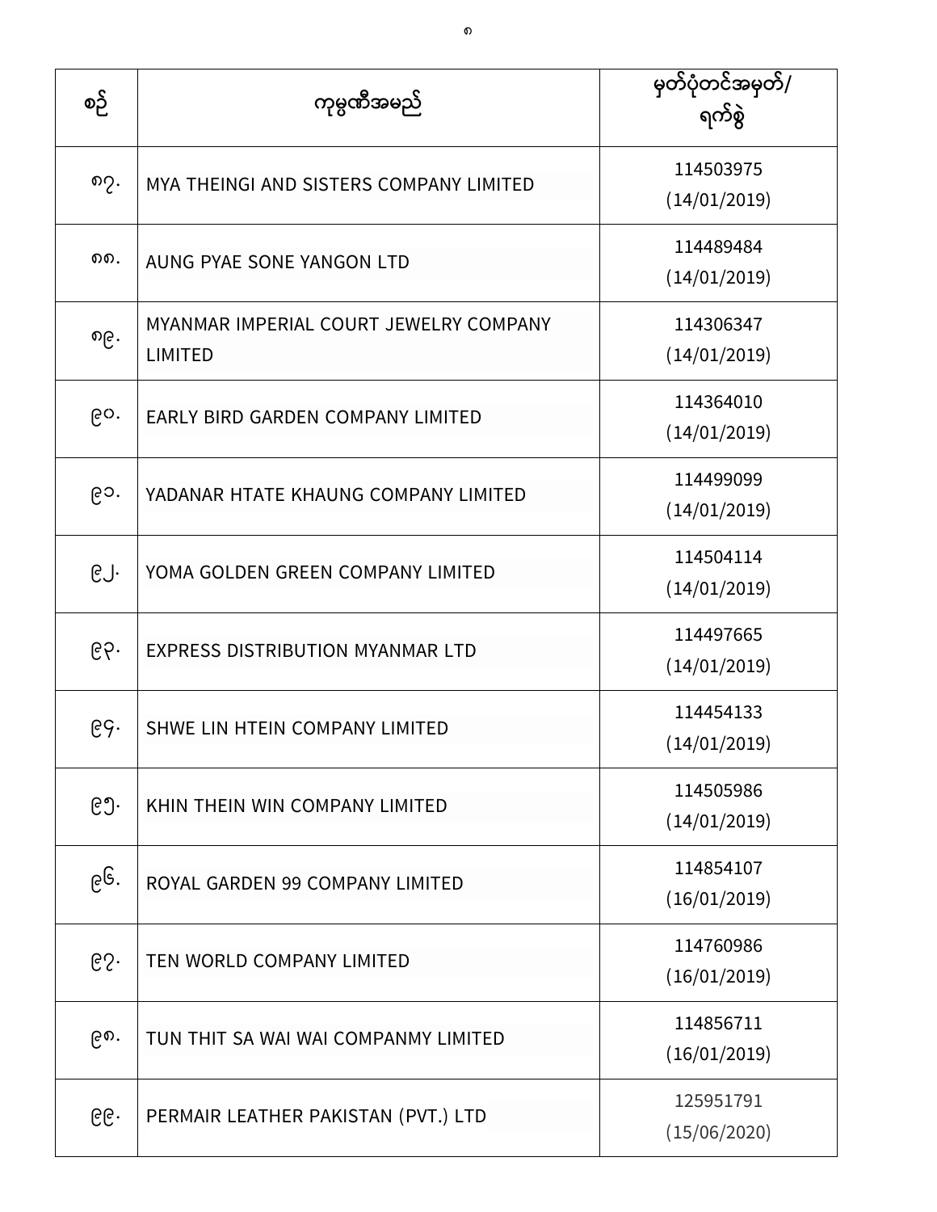| စဉ် | ကုမ္ပဏီအမည် | မှတ်ပုံတင်အမှတ်/ ရက်စွဲ |
|---|---|---|
| ၈၇. | MYA THEINGI AND SISTERS COMPANY LIMITED | 114503975 (14/01/2019) |
| ၈၈. | AUNG PYAE SONE YANGON LTD | 114489484 (14/01/2019) |
| ၈၉. | MYANMAR IMPERIAL COURT JEWELRY COMPANY LIMITED | 114306347 (14/01/2019) |
| ၉၀. | EARLY BIRD GARDEN COMPANY LIMITED | 114364010 (14/01/2019) |
| ၉၁. | YADANAR HTATE KHAUNG COMPANY LIMITED | 114499099 (14/01/2019) |
| ၉၂. | YOMA GOLDEN GREEN COMPANY LIMITED | 114504114 (14/01/2019) |
| ၉၃. | EXPRESS DISTRIBUTION MYANMAR LTD | 114497665 (14/01/2019) |
| ၉၄. | SHWE LIN HTEIN COMPANY LIMITED | 114454133 (14/01/2019) |
| ၉၅. | KHIN THEIN WIN COMPANY LIMITED | 114505986 (14/01/2019) |
| ၉၆. | ROYAL GARDEN 99 COMPANY LIMITED | 114854107 (16/01/2019) |
| ၉၇. | TEN WORLD COMPANY LIMITED | 114760986 (16/01/2019) |
| ၉၈. | TUN THIT SA WAI WAI COMPANMY LIMITED | 114856711 (16/01/2019) |
| ၉၉. | PERMAIR LEATHER PAKISTAN (PVT.) LTD | 125951791 (15/06/2020) |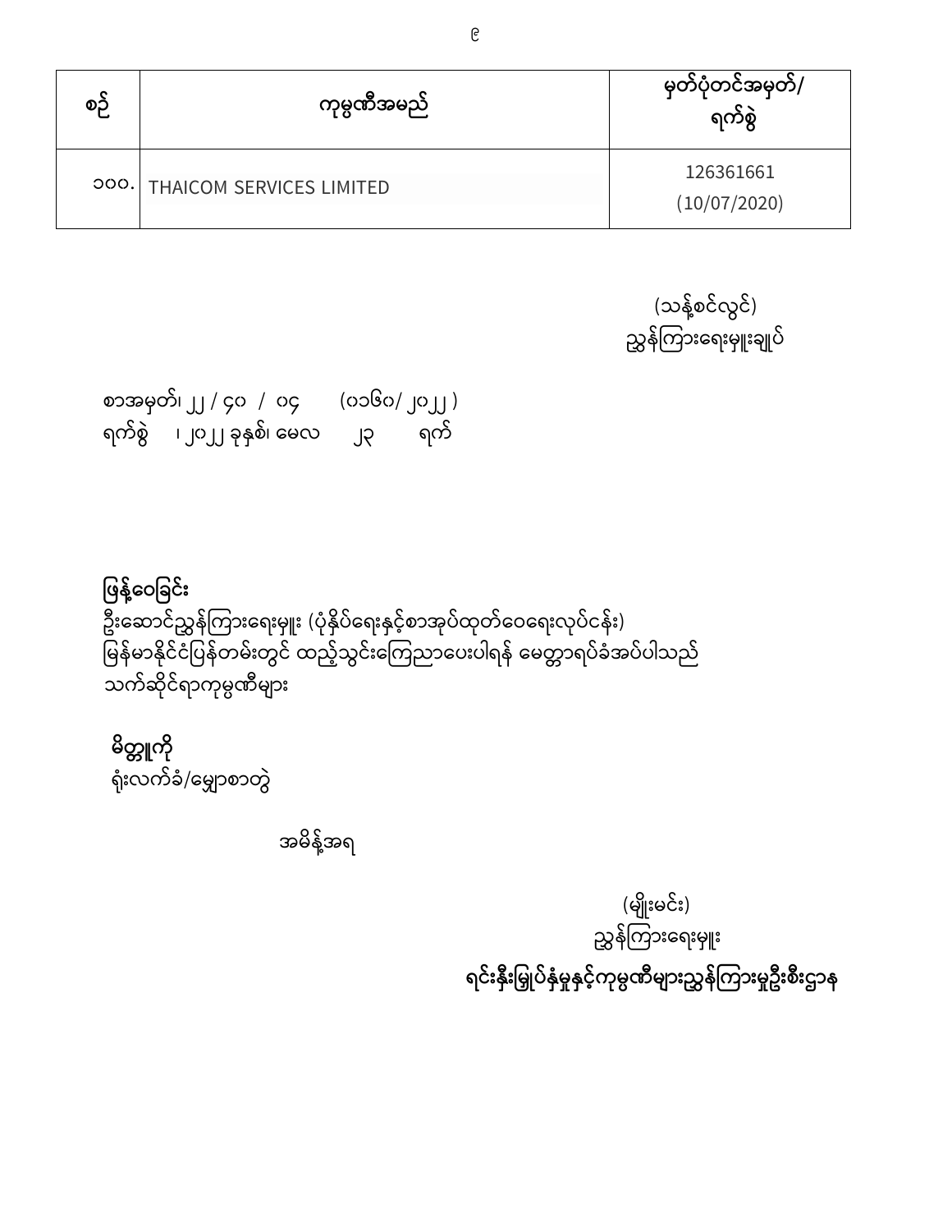| စဉ် | ကုမ္ပဏီအမည် | မှတ်ပုံတင်အမှတ်/ ရက်စွဲ |
|---|---|---|
| ၁၀၀. | THAICOM SERVICES LIMITED | 126361661 (10/07/2020) |

(သန့်စင်လွင်)
ညွှန်ကြားရေးမှူးချုပ်

စာအမှတ်၊ ၂၂ / ၄၀ / ဝ၄ (၀၁၆၀/ ၂၀၂၂ )
ရက်စွဲ ၊ ၂၀၂၂ ခုနှစ်၊ မေလ ၂၃ ရက်

**ဖြန့်ဝေခြင်း**
ဦးဆောင်ညွှန်ကြားရေးမှူး (ပုံနှိပ်ရေးနှင့်စာအုပ်ထုတ်ဝေရေးလုပ်ငန်း)
မြန်မာနိုင်ငံပြန်တမ်းတွင် ထည့်သွင်းကြေညာပေးပါရန် မေတ္တာရပ်ခံအပ်ပါသည်
သက်ဆိုင်ရာကုမ္ပဏီများ

**မိတ္တူကို**
ရုံးလက်ခံ/မျှောစာတွဲ

အမိန့်အရ

(မျိုးမင်း)
ညွှန်ကြားရေးမှူး
**ရင်းနှီးမြှုပ်နှံမှုနှင့်ကုမ္ပဏီများညွှန်ကြားမှုဦးစီးဌာန**